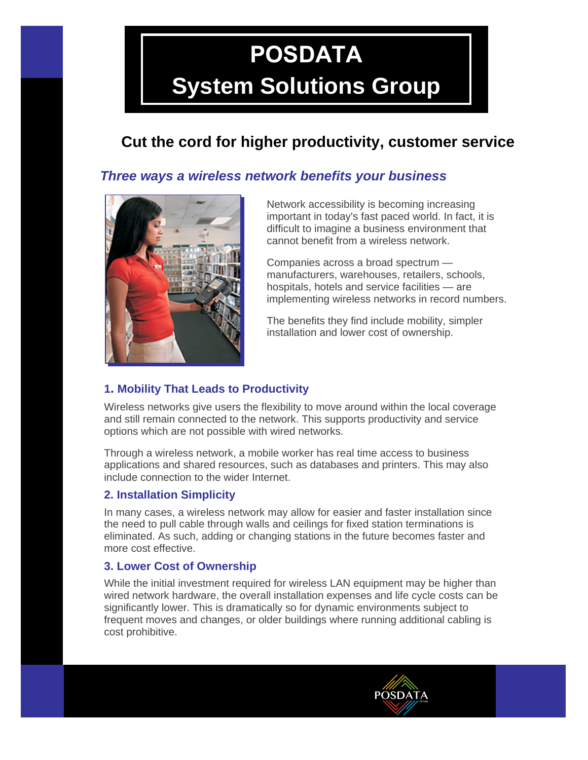# POSDATA
# System Solutions Group

## Cut the cord for higher productivity, customer service

### *Three ways a wireless network benefits your business*

Network accessibility is becoming increasing important in today's fast paced world. In fact, it is difficult to imagine a business environment that cannot benefit from a wireless network.

Companies across a broad spectrum — manufacturers, warehouses, retailers, schools, hospitals, hotels and service facilities — are implementing wireless networks in record numbers.

The benefits they find include mobility, simpler installation and lower cost of ownership.

### 1. Mobility That Leads to Productivity

Wireless networks give users the flexibility to move around within the local coverage and still remain connected to the network. This supports productivity and service options which are not possible with wired networks.

Through a wireless network, a mobile worker has real time access to business applications and shared resources, such as databases and printers. This may also include connection to the wider Internet.

### 2. Installation Simplicity

In many cases, a wireless network may allow for easier and faster installation since the need to pull cable through walls and ceilings for fixed station terminations is eliminated. As such, adding or changing stations in the future becomes faster and more cost effective.

### 3. Lower Cost of Ownership

While the initial investment required for wireless LAN equipment may be higher than wired network hardware, the overall installation expenses and life cycle costs can be significantly lower. This is dramatically so for dynamic environments subject to frequent moves and changes, or older buildings where running additional cabling is cost prohibitive.

POSDATA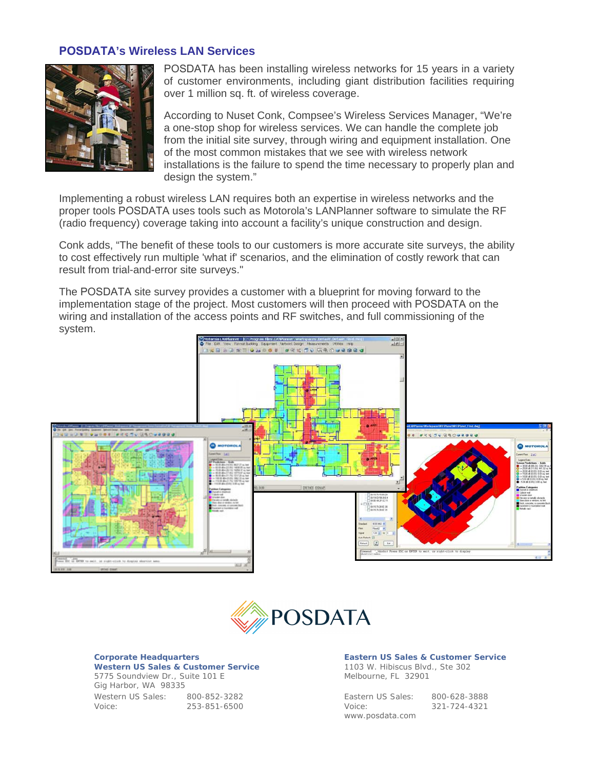## POSDATA's Wireless LAN Services

POSDATA has been installing wireless networks for 15 years in a variety of customer environments, including giant distribution facilities requiring over 1 million sq. ft. of wireless coverage.

According to Nuset Conk, Compsee's Wireless Services Manager, "We're a one-stop shop for wireless services. We can handle the complete job from the initial site survey, through wiring and equipment installation. One of the most common mistakes that we see with wireless network installations is the failure to spend the time necessary to properly plan and design the system."

Implementing a robust wireless LAN requires both an expertise in wireless networks and the proper tools POSDATA uses tools such as Motorola's LANPlanner software to simulate the RF (radio frequency) coverage taking into account a facility's unique construction and design.

Conk adds, "The benefit of these tools to our customers is more accurate site surveys, the ability to cost effectively run multiple 'what if' scenarios, and the elimination of costly rework that can result from trial-and-error site surveys."

The POSDATA site survey provides a customer with a blueprint for moving forward to the implementation stage of the project. Most customers will then proceed with POSDATA on the wiring and installation of the access points and RF switches, and full commissioning of the system.

POSDATA

**Corporate Headquarters**
**Western US Sales & Customer Service**
5775 Soundview Dr., Suite 101 E
Gig Harbor, WA 98335

Western US Sales: 800-852-3282
Voice: 253-851-6500

**Eastern US Sales & Customer Service**
1103 W. Hibiscus Blvd., Ste 302
Melbourne, FL 32901

Eastern US Sales: 800-628-3888
Voice: 321-724-4321
www.posdata.com